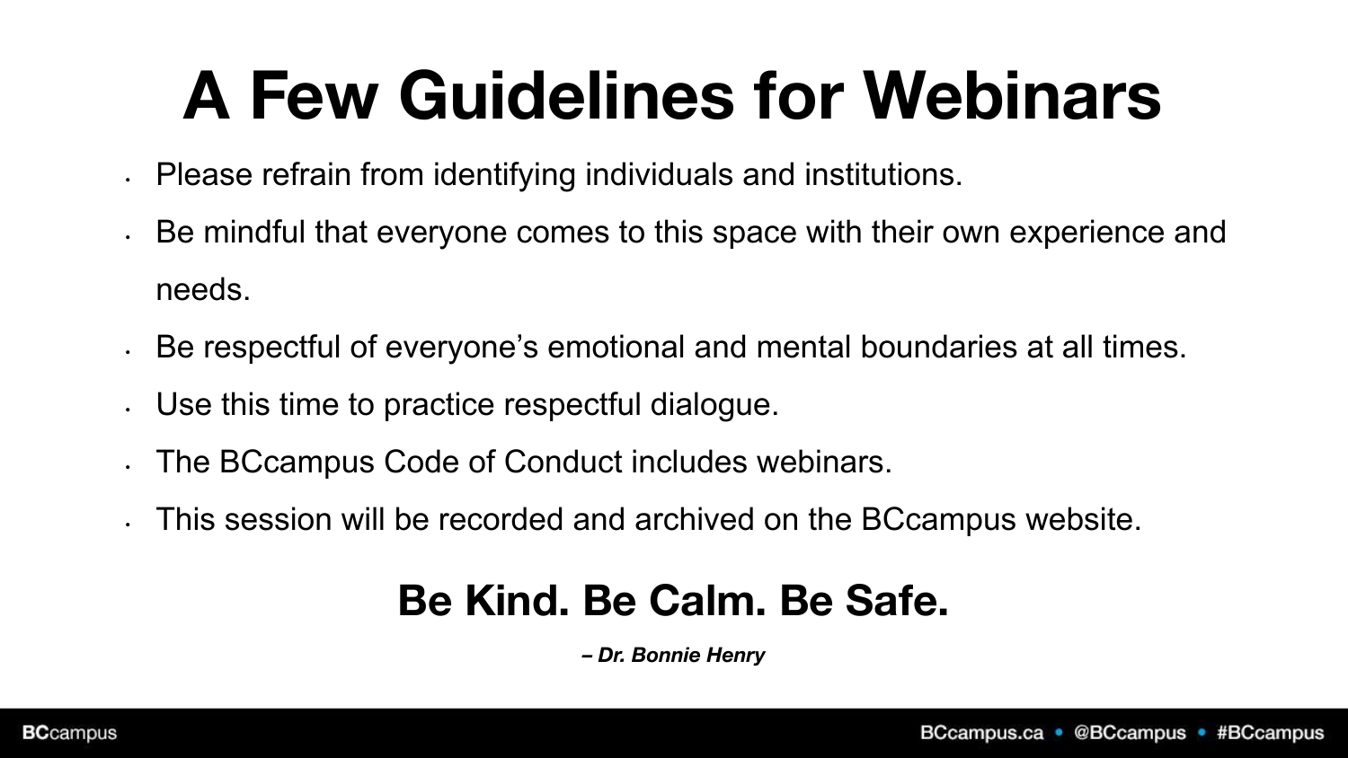# A Few Guidelines for Webinars

- Please refrain from identifying individuals and institutions.
- Be mindful that everyone comes to this space with their own experience and needs.
- Be respectful of everyone's emotional and mental boundaries at all times.
- Use this time to practice respectful dialogue.
- The BCcampus Code of Conduct includes webinars.
- This session will be recorded and archived on the BCcampus website.

**Be Kind. Be Calm. Be Safe.**

***– Dr. Bonnie Henry***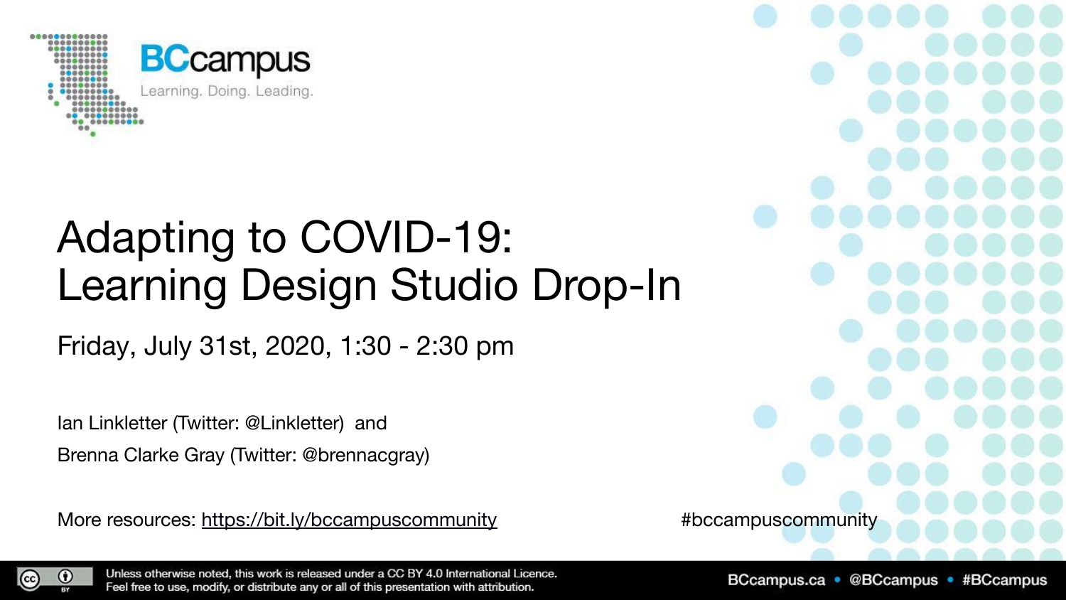BCcampus

Learning. Doing. Leading.

# Adapting to COVID-19: Learning Design Studio Drop-In

Friday, July 31st, 2020, 1:30 - 2:30 pm

Ian Linkletter (Twitter: @Linkletter) and

Brenna Clarke Gray (Twitter: @brennacgray)

More resources: [https://bit.ly/bccampuscommunity](https://bit.ly/bccampuscommunity)

#bccampuscommunity

Unless otherwise noted, this work is released under a CC BY 4.0 International Licence. Feel free to use, modify, or distribute any or all of this presentation with attribution.

BCcampus.ca • @BCcampus • #BCcampus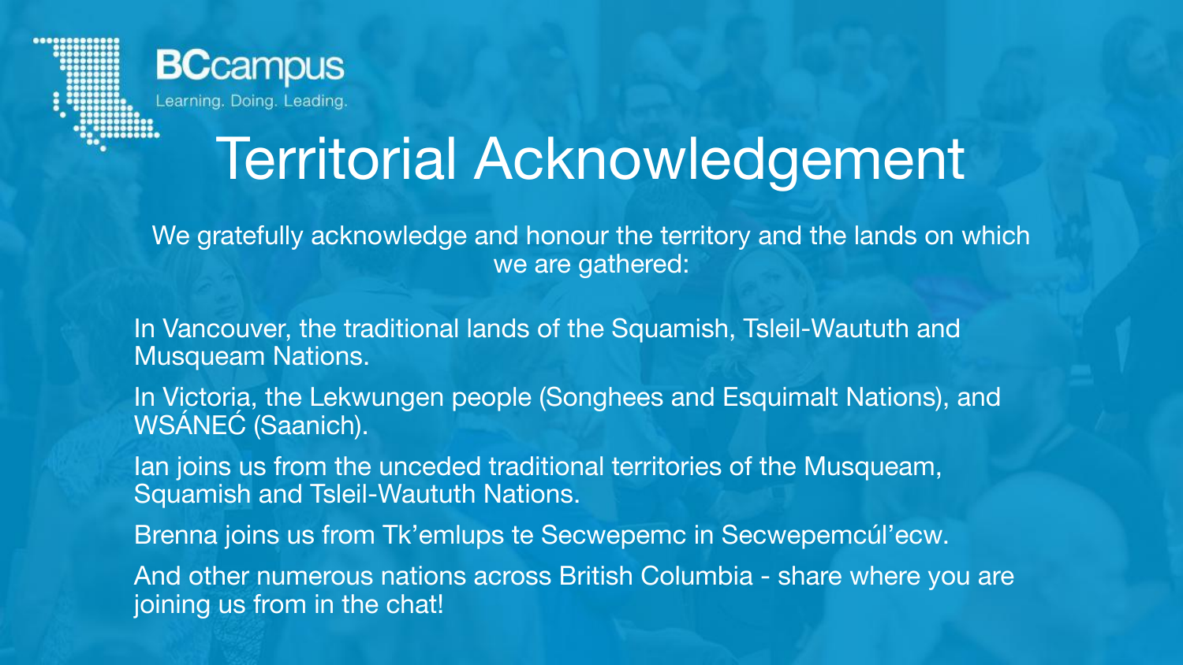BCcampus

Learning. Doing. Leading.

# Territorial Acknowledgement

We gratefully acknowledge and honour the territory and the lands on which we are gathered:

In Vancouver, the traditional lands of the Squamish, Tsleil-Waututh and Musqueam Nations.

In Victoria, the Lekwungen people (Songhees and Esquimalt Nations), and WSÁNEĆ (Saanich).

Ian joins us from the unceded traditional territories of the Musqueam, Squamish and Tsleil-Waututh Nations.

Brenna joins us from Tk'emlups te Secwepemc in Secwepemcúl'ecw.

And other numerous nations across British Columbia - share where you are joining us from in the chat!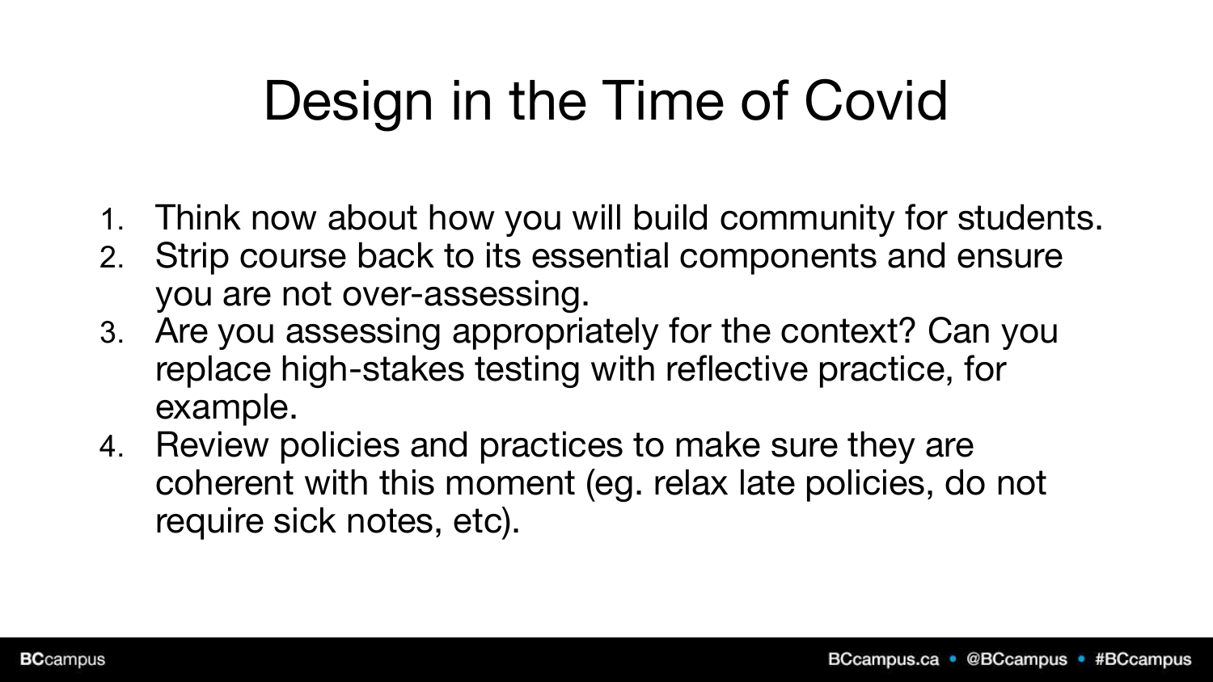# Design in the Time of Covid

1. Think now about how you will build community for students.
2. Strip course back to its essential components and ensure you are not over-assessing.
3. Are you assessing appropriately for the context? Can you replace high-stakes testing with reflective practice, for example.
4. Review policies and practices to make sure they are coherent with this moment (eg. relax late policies, do not require sick notes, etc).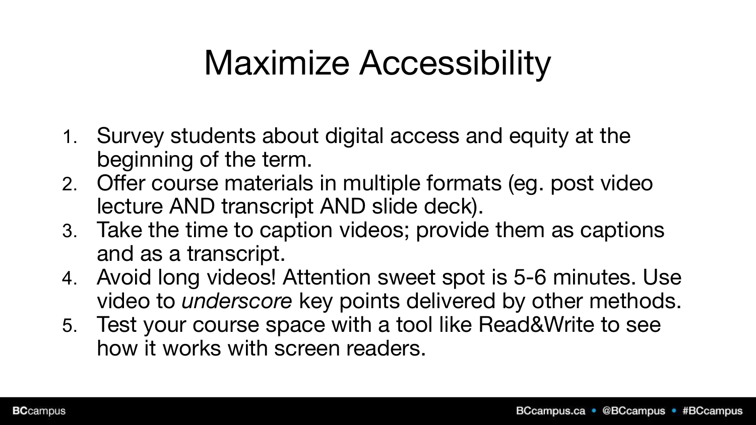# Maximize Accessibility

1. Survey students about digital access and equity at the beginning of the term.
2. Offer course materials in multiple formats (eg. post video lecture AND transcript AND slide deck).
3. Take the time to caption videos; provide them as captions and as a transcript.
4. Avoid long videos! Attention sweet spot is 5-6 minutes. Use video to *underscore* key points delivered by other methods.
5. Test your course space with a tool like Read&Write to see how it works with screen readers.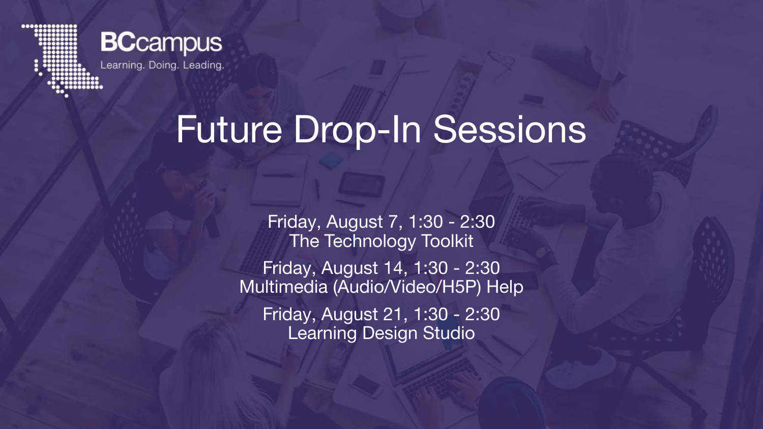BCcampus

Learning. Doing. Leading.

# Future Drop-In Sessions

Friday, August 7, 1:30 - 2:30
The Technology Toolkit

Friday, August 14, 1:30 - 2:30
Multimedia (Audio/Video/H5P) Help

Friday, August 21, 1:30 - 2:30
Learning Design Studio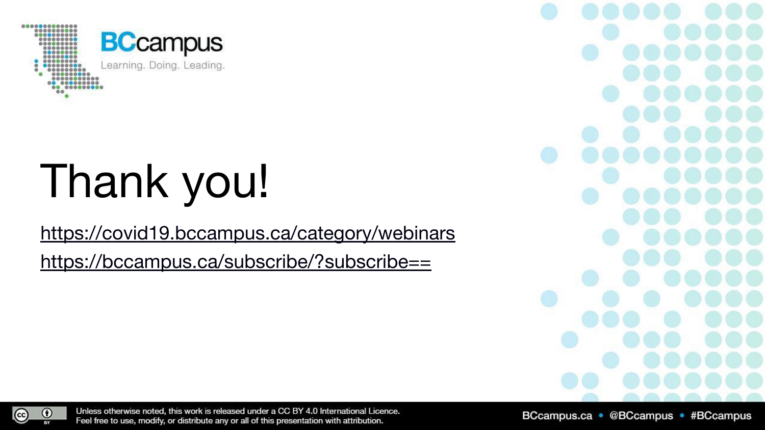BCcampus

Learning. Doing. Leading.

# Thank you!

https://covid19.bccampus.ca/category/webinars

https://bccampus.ca/subscribe/?subscribe==

Unless otherwise noted, this work is released under a CC BY 4.0 International Licence. Feel free to use, modify, or distribute any or all of this presentation with attribution.

BCcampus.ca • @BCcampus • #BCcampus